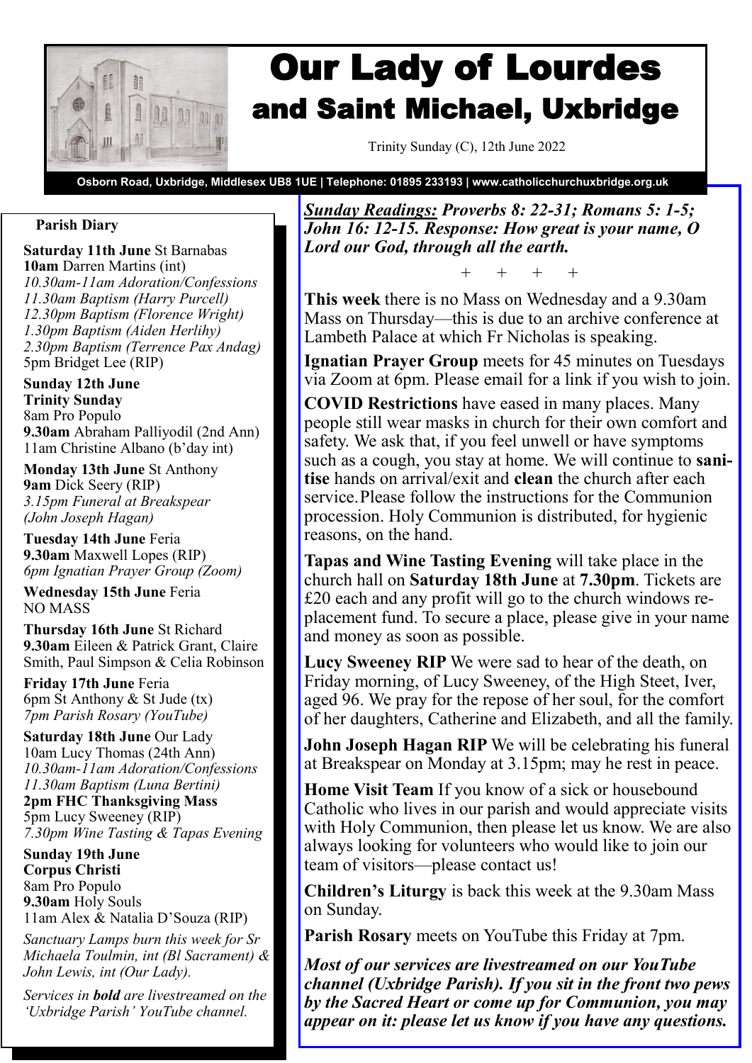# Our Lady of Lourdes
## and Saint Michael, Uxbridge

Trinity Sunday (C), 12th June 2022

**Osborn Road, Uxbridge, Middlesex UB8 1UE | Telephone: 01895 233193 | www.catholicchurchuxbridge.org.uk**

### Parish Diary

**Saturday 11th June** St Barnabas
**10am** Darren Martins (int)
*10.30am-11am Adoration/Confessions*
*11.30am Baptism (Harry Purcell)*
*12.30pm Baptism (Florence Wright)*
*1.30pm Baptism (Aiden Herlihy)*
*2.30pm Baptism (Terrence Pax Andag)*
5pm Bridget Lee (RIP)

**Sunday 12th June**
**Trinity Sunday**
8am Pro Populo
**9.30am** Abraham Palliyodil (2nd Ann)
11am Christine Albano (b'day int)

**Monday 13th June** St Anthony
**9am** Dick Seery (RIP)
*3.15pm Funeral at Breakspear (John Joseph Hagan)*

**Tuesday 14th June** Feria
**9.30am** Maxwell Lopes (RIP)
*6pm Ignatian Prayer Group (Zoom)*

**Wednesday 15th June** Feria
NO MASS

**Thursday 16th June** St Richard
**9.30am** Eileen & Patrick Grant, Claire Smith, Paul Simpson & Celia Robinson

**Friday 17th June** Feria
6pm St Anthony & St Jude (tx)
*7pm Parish Rosary (YouTube)*

**Saturday 18th June** Our Lady
10am Lucy Thomas (24th Ann)
*10.30am-11am Adoration/Confessions*
*11.30am Baptism (Luna Bertini)*
**2pm FHC Thanksgiving Mass**
5pm Lucy Sweeney (RIP)
*7.30pm Wine Tasting & Tapas Evening*

**Sunday 19th June**
**Corpus Christi**
8am Pro Populo
**9.30am** Holy Souls
11am Alex & Natalia D'Souza (RIP)

*Sanctuary Lamps burn this week for Sr Michaela Toulmin, int (Bl Sacrament) & John Lewis, int (Our Lady).*

*Services in **bold** are livestreamed on the 'Uxbridge Parish' YouTube channel.*

***Sunday Readings:** Proverbs 8: 22-31; Romans 5: 1-5; John 16: 12-15. Response: How great is your name, O Lord our God, through all the earth.*

\+ + + +

**This week** there is no Mass on Wednesday and a 9.30am Mass on Thursday—this is due to an archive conference at Lambeth Palace at which Fr Nicholas is speaking.

**Ignatian Prayer Group** meets for 45 minutes on Tuesdays via Zoom at 6pm. Please email for a link if you wish to join.

**COVID Restrictions** have eased in many places. Many people still wear masks in church for their own comfort and safety. We ask that, if you feel unwell or have symptoms such as a cough, you stay at home. We will continue to **sanitise** hands on arrival/exit and **clean** the church after each service. Please follow the instructions for the Communion procession. Holy Communion is distributed, for hygienic reasons, on the hand.

**Tapas and Wine Tasting Evening** will take place in the church hall on **Saturday 18th June** at **7.30pm**. Tickets are £20 each and any profit will go to the church windows replacement fund. To secure a place, please give in your name and money as soon as possible.

**Lucy Sweeney RIP** We were sad to hear of the death, on Friday morning, of Lucy Sweeney, of the High Steet, Iver, aged 96. We pray for the repose of her soul, for the comfort of her daughters, Catherine and Elizabeth, and all the family.

**John Joseph Hagan RIP** We will be celebrating his funeral at Breakspear on Monday at 3.15pm; may he rest in peace.

**Home Visit Team** If you know of a sick or housebound Catholic who lives in our parish and would appreciate visits with Holy Communion, then please let us know. We are also always looking for volunteers who would like to join our team of visitors—please contact us!

**Children's Liturgy** is back this week at the 9.30am Mass on Sunday.

**Parish Rosary** meets on YouTube this Friday at 7pm.

***Most of our services are livestreamed on our YouTube channel (Uxbridge Parish). If you sit in the front two pews by the Sacred Heart or come up for Communion, you may appear on it: please let us know if you have any questions.***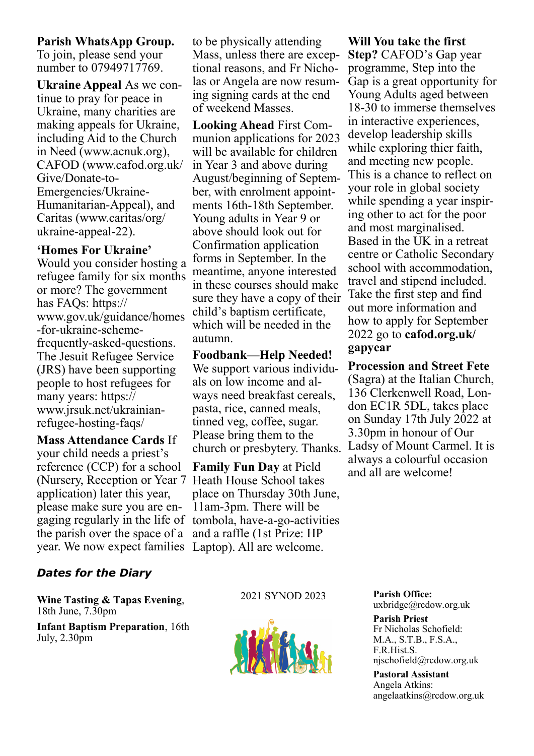**Parish WhatsApp Group.** To join, please send your number to 07949717769.

**Ukraine Appeal** As we continue to pray for peace in Ukraine, many charities are making appeals for Ukraine, including Aid to the Church in Need (www.acnuk.org), CAFOD (www.cafod.org.uk/Give/Donate-to-Emergencies/Ukraine-Humanitarian-Appeal), and Caritas (www.caritas/org/ukraine-appeal-22).

**'Homes For Ukraine'** Would you consider hosting a refugee family for six months or more? The government has FAQs: https://www.gov.uk/guidance/homes-for-ukraine-scheme-frequently-asked-questions. The Jesuit Refugee Service (JRS) have been supporting people to host refugees for many years: https://www.jrsuk.net/ukrainian-refugee-hosting-faqs/

**Mass Attendance Cards** If your child needs a priest's reference (CCP) for a school (Nursery, Reception or Year 7 application) later this year, please make sure you are engaging regularly in the life of the parish over the space of a year. We now expect families to be physically attending Mass, unless there are exceptional reasons, and Fr Nicholas or Angela are now resuming signing cards at the end of weekend Masses.

**Looking Ahead** First Communion applications for 2023 will be available for children in Year 3 and above during August/beginning of September, with enrolment appointments 16th-18th September. Young adults in Year 9 or above should look out for Confirmation application forms in September. In the meantime, anyone interested in these courses should make sure they have a copy of their child's baptism certificate, which will be needed in the autumn.

**Foodbank—Help Needed!** We support various individuals on low income and always need breakfast cereals, pasta, rice, canned meals, tinned veg, coffee, sugar. Please bring them to the church or presbytery. Thanks.

**Family Fun Day** at Pield Heath House School takes place on Thursday 30th June, 11am-3pm. There will be tombola, have-a-go-activities and a raffle (1st Prize: HP Laptop). All are welcome.

**Will You take the first Step?** CAFOD's Gap year programme, Step into the Gap is a great opportunity for Young Adults aged between 18-30 to immerse themselves in interactive experiences, develop leadership skills while exploring thier faith, and meeting new people. This is a chance to reflect on your role in global society while spending a year inspiring other to act for the poor and most marginalised. Based in the UK in a retreat centre or Catholic Secondary school with accommodation, travel and stipend included. Take the first step and find out more information and how to apply for September 2022 go to **cafod.org.uk/gapyear**

**Procession and Street Fete** (Sagra) at the Italian Church, 136 Clerkenwell Road, London EC1R 5DL, takes place on Sunday 17th July 2022 at 3.30pm in honour of Our Ladsy of Mount Carmel. It is always a colourful occasion and all are welcome!

## *Dates for the Diary*

**Wine Tasting & Tapas Evening**, 18th June, 7.30pm

**Infant Baptism Preparation**, 16th July, 2.30pm

2021 SYNOD 2023

**Parish Office:**
uxbridge@rcdow.org.uk

**Parish Priest**
Fr Nicholas Schofield: M.A., S.T.B., F.S.A., F.R.Hist.S.
njschofield@rcdow.org.uk

**Pastoral Assistant**
Angela Atkins:
angelaatkins@rcdow.org.uk